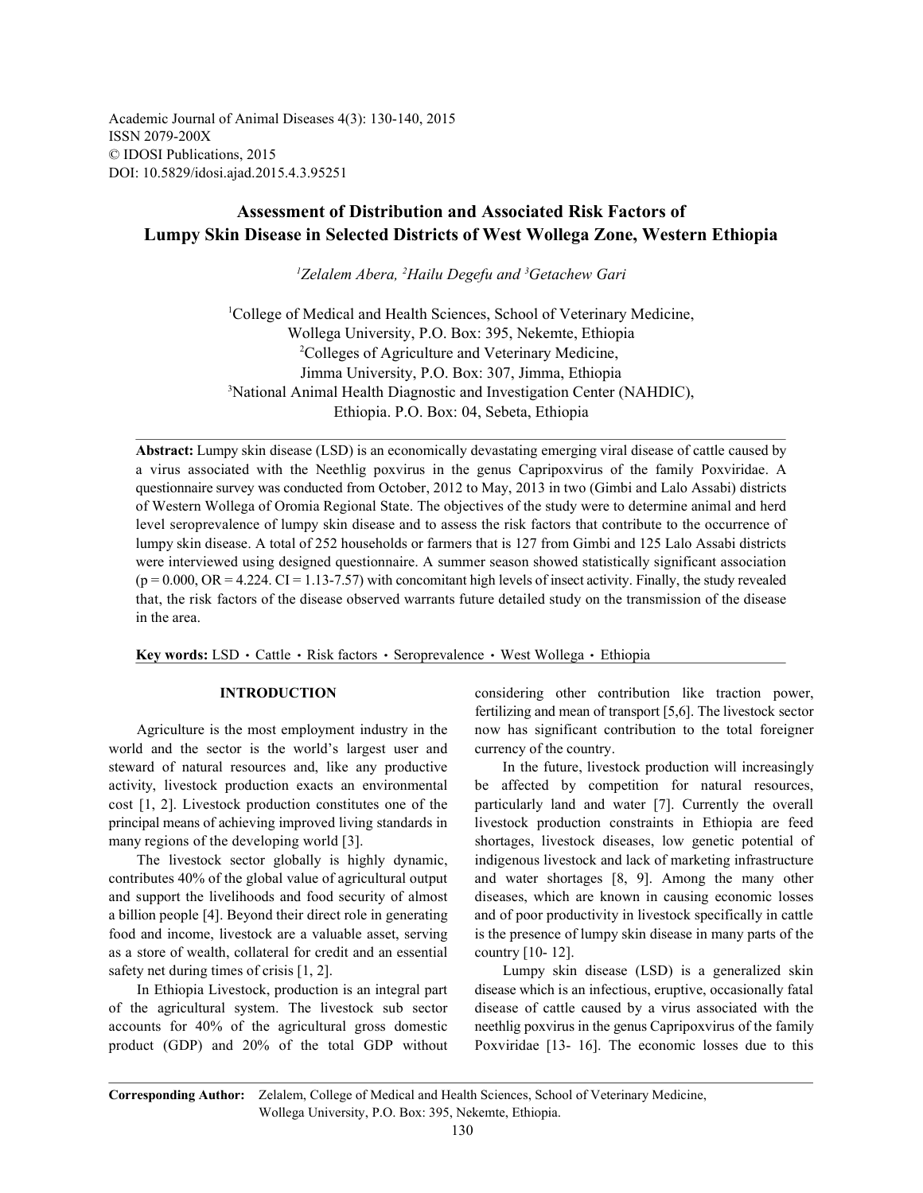Academic Journal of Animal Diseases 4(3): 130-140, 2015
ISSN 2079-200X
© IDOSI Publications, 2015
DOI: 10.5829/idosi.ajad.2015.4.3.95251

# Assessment of Distribution and Associated Risk Factors of Lumpy Skin Disease in Selected Districts of West Wollega Zone, Western Ethiopia

*[1]Zelalem Abera, [2]Hailu Degefu and [3]Getachew Gari*

[1]College of Medical and Health Sciences, School of Veterinary Medicine, Wollega University, P.O. Box: 395, Nekemte, Ethiopia
[2]Colleges of Agriculture and Veterinary Medicine, Jimma University, P.O. Box: 307, Jimma, Ethiopia
[3]National Animal Health Diagnostic and Investigation Center (NAHDIC), Ethiopia. P.O. Box: 04, Sebeta, Ethiopia

**Abstract:** Lumpy skin disease (LSD) is an economically devastating emerging viral disease of cattle caused by a virus associated with the Neethlig poxvirus in the genus Capripoxvirus of the family Poxviridae. A questionnaire survey was conducted from October, 2012 to May, 2013 in two (Gimbi and Lalo Assabi) districts of Western Wollega of Oromia Regional State. The objectives of the study were to determine animal and herd level seroprevalence of lumpy skin disease and to assess the risk factors that contribute to the occurrence of lumpy skin disease. A total of 252 households or farmers that is 127 from Gimbi and 125 Lalo Assabi districts were interviewed using designed questionnaire. A summer season showed statistically significant association ($p = 0.000$, OR = 4.224. CI = 1.13-7.57) with concomitant high levels of insect activity. Finally, the study revealed that, the risk factors of the disease observed warrants future detailed study on the transmission of the disease in the area.

**Key words:** LSD · Cattle · Risk factors · Seroprevalence · West Wollega · Ethiopia

## INTRODUCTION

Agriculture is the most employment industry in the world and the sector is the world's largest user and steward of natural resources and, like any productive activity, livestock production exacts an environmental cost [1, 2]. Livestock production constitutes one of the principal means of achieving improved living standards in many regions of the developing world [3].

The livestock sector globally is highly dynamic, contributes 40% of the global value of agricultural output and support the livelihoods and food security of almost a billion people [4]. Beyond their direct role in generating food and income, livestock are a valuable asset, serving as a store of wealth, collateral for credit and an essential safety net during times of crisis [1, 2].

In Ethiopia Livestock, production is an integral part of the agricultural system. The livestock sub sector accounts for 40% of the agricultural gross domestic product (GDP) and 20% of the total GDP without considering other contribution like traction power, fertilizing and mean of transport [5,6]. The livestock sector now has significant contribution to the total foreigner currency of the country.

In the future, livestock production will increasingly be affected by competition for natural resources, particularly land and water [7]. Currently the overall livestock production constraints in Ethiopia are feed shortages, livestock diseases, low genetic potential of indigenous livestock and lack of marketing infrastructure and water shortages [8, 9]. Among the many other diseases, which are known in causing economic losses and of poor productivity in livestock specifically in cattle is the presence of lumpy skin disease in many parts of the country [10- 12].

Lumpy skin disease (LSD) is a generalized skin disease which is an infectious, eruptive, occasionally fatal disease of cattle caused by a virus associated with the neethlig poxvirus in the genus Capripoxvirus of the family Poxviridae [13- 16]. The economic losses due to this

**Corresponding Author:** Zelalem, College of Medical and Health Sciences, School of Veterinary Medicine, Wollega University, P.O. Box: 395, Nekemte, Ethiopia.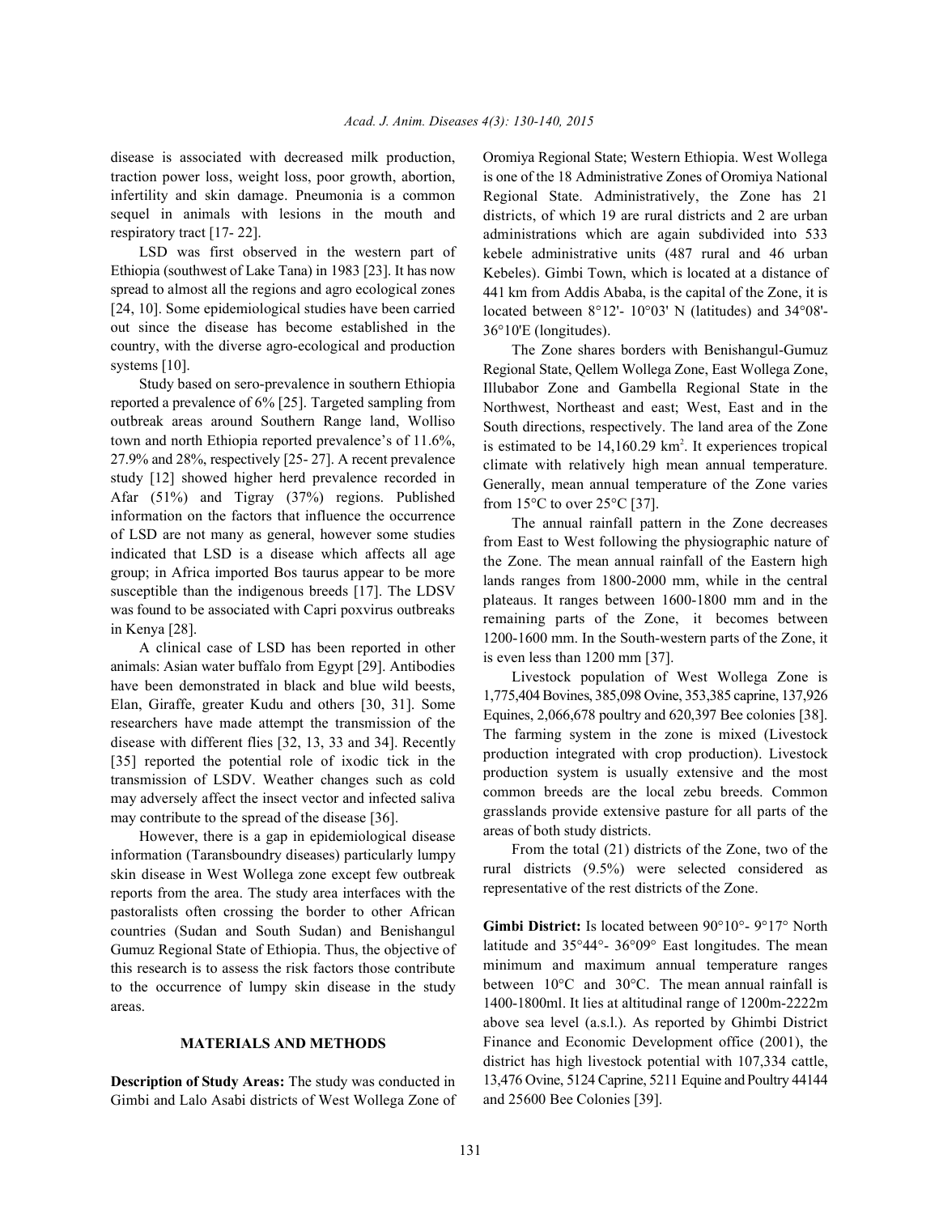disease is associated with decreased milk production, traction power loss, weight loss, poor growth, abortion, infertility and skin damage. Pneumonia is a common sequel in animals with lesions in the mouth and respiratory tract [17- 22].

LSD was first observed in the western part of Ethiopia (southwest of Lake Tana) in 1983 [23]. It has now spread to almost all the regions and agro ecological zones [24, 10]. Some epidemiological studies have been carried out since the disease has become established in the country, with the diverse agro-ecological and production systems [10].

Study based on sero-prevalence in southern Ethiopia reported a prevalence of 6% [25]. Targeted sampling from outbreak areas around Southern Range land, Wolliso town and north Ethiopia reported prevalence's of 11.6%, 27.9% and 28%, respectively [25- 27]. A recent prevalence study [12] showed higher herd prevalence recorded in Afar (51%) and Tigray (37%) regions. Published information on the factors that influence the occurrence of LSD are not many as general, however some studies indicated that LSD is a disease which affects all age group; in Africa imported Bos taurus appear to be more susceptible than the indigenous breeds [17]. The LDSV was found to be associated with Capri poxvirus outbreaks in Kenya [28].

A clinical case of LSD has been reported in other animals: Asian water buffalo from Egypt [29]. Antibodies have been demonstrated in black and blue wild beests, Elan, Giraffe, greater Kudu and others [30, 31]. Some researchers have made attempt the transmission of the disease with different flies [32, 13, 33 and 34]. Recently [35] reported the potential role of ixodic tick in the transmission of LSDV. Weather changes such as cold may adversely affect the insect vector and infected saliva may contribute to the spread of the disease [36].

However, there is a gap in epidemiological disease information (Taransboundry diseases) particularly lumpy skin disease in West Wollega zone except few outbreak reports from the area. The study area interfaces with the pastoralists often crossing the border to other African countries (Sudan and South Sudan) and Benishangul Gumuz Regional State of Ethiopia. Thus, the objective of this research is to assess the risk factors those contribute to the occurrence of lumpy skin disease in the study areas.

## MATERIALS AND METHODS

**Description of Study Areas:** The study was conducted in Gimbi and Lalo Asabi districts of West Wollega Zone of Oromiya Regional State; Western Ethiopia. West Wollega is one of the 18 Administrative Zones of Oromiya National Regional State. Administratively, the Zone has 21 districts, of which 19 are rural districts and 2 are urban administrations which are again subdivided into 533 kebele administrative units (487 rural and 46 urban Kebeles). Gimbi Town, which is located at a distance of 441 km from Addis Ababa, is the capital of the Zone, it is located between 8°12'- 10°03' N (latitudes) and 34°08'- 36°10'E (longitudes).

The Zone shares borders with Benishangul-Gumuz Regional State, Qellem Wollega Zone, East Wollega Zone, Illubabor Zone and Gambella Regional State in the Northwest, Northeast and east; West, East and in the South directions, respectively. The land area of the Zone is estimated to be 14,160.29 km$^2$. It experiences tropical climate with relatively high mean annual temperature. Generally, mean annual temperature of the Zone varies from 15°C to over 25°C [37].

The annual rainfall pattern in the Zone decreases from East to West following the physiographic nature of the Zone. The mean annual rainfall of the Eastern high lands ranges from 1800-2000 mm, while in the central plateaus. It ranges between 1600-1800 mm and in the remaining parts of the Zone, it becomes between 1200-1600 mm. In the South-western parts of the Zone, it is even less than 1200 mm [37].

Livestock population of West Wollega Zone is 1,775,404 Bovines, 385,098 Ovine, 353,385 caprine, 137,926 Equines, 2,066,678 poultry and 620,397 Bee colonies [38]. The farming system in the zone is mixed (Livestock production integrated with crop production). Livestock production system is usually extensive and the most common breeds are the local zebu breeds. Common grasslands provide extensive pasture for all parts of the areas of both study districts.

From the total (21) districts of the Zone, two of the rural districts (9.5%) were selected considered as representative of the rest districts of the Zone.

**Gimbi District:** Is located between 90°10°- 9°17° North latitude and 35°44°- 36°09° East longitudes. The mean minimum and maximum annual temperature ranges between 10°C and 30°C. The mean annual rainfall is 1400-1800ml. It lies at altitudinal range of 1200m-2222m above sea level (a.s.l.). As reported by Ghimbi District Finance and Economic Development office (2001), the district has high livestock potential with 107,334 cattle, 13,476 Ovine, 5124 Caprine, 5211 Equine and Poultry 44144 and 25600 Bee Colonies [39].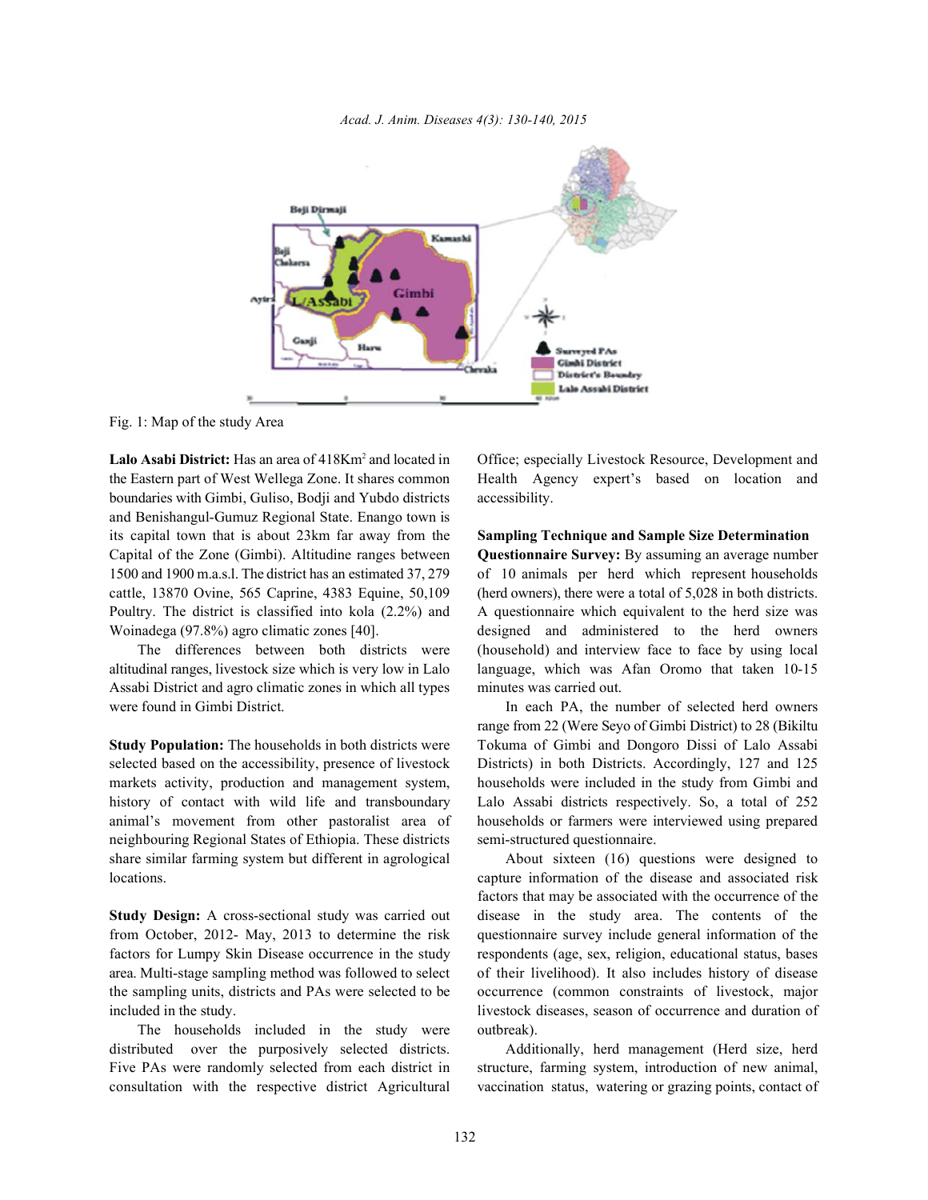Fig. 1: Map of the study Area

**Lalo Asabi District:** Has an area of 418Km$^2$ and located in the Eastern part of West Wellega Zone. It shares common boundaries with Gimbi, Guliso, Bodji and Yubdo districts and Benishangul-Gumuz Regional State. Enango town is its capital town that is about 23km far away from the Capital of the Zone (Gimbi). Altitudine ranges between 1500 and 1900 m.a.s.l. The district has an estimated 37, 279 cattle, 13870 Ovine, 565 Caprine, 4383 Equine, 50,109 Poultry. The district is classified into kola (2.2%) and Woinadega (97.8%) agro climatic zones [40].

The differences between both districts were altitudinal ranges, livestock size which is very low in Lalo Assabi District and agro climatic zones in which all types were found in Gimbi District.

**Study Population:** The households in both districts were selected based on the accessibility, presence of livestock markets activity, production and management system, history of contact with wild life and transboundary animal's movement from other pastoralist area of neighbouring Regional States of Ethiopia. These districts share similar farming system but different in agrological locations.

**Study Design:** A cross-sectional study was carried out from October, 2012- May, 2013 to determine the risk factors for Lumpy Skin Disease occurrence in the study area. Multi-stage sampling method was followed to select the sampling units, districts and PAs were selected to be included in the study.

The households included in the study were distributed over the purposively selected districts. Five PAs were randomly selected from each district in consultation with the respective district Agricultural Office; especially Livestock Resource, Development and Health Agency expert's based on location and accessibility.

**Sampling Technique and Sample Size Determination**

**Questionnaire Survey:** By assuming an average number of 10 animals per herd which represent households (herd owners), there were a total of 5,028 in both districts. A questionnaire which equivalent to the herd size was designed and administered to the herd owners (household) and interview face to face by using local language, which was Afan Oromo that taken 10-15 minutes was carried out.

In each PA, the number of selected herd owners range from 22 (Were Seyo of Gimbi District) to 28 (Bikiltu Tokuma of Gimbi and Dongoro Dissi of Lalo Assabi Districts) in both Districts. Accordingly, 127 and 125 households were included in the study from Gimbi and Lalo Assabi districts respectively. So, a total of 252 households or farmers were interviewed using prepared semi-structured questionnaire.

About sixteen (16) questions were designed to capture information of the disease and associated risk factors that may be associated with the occurrence of the disease in the study area. The contents of the questionnaire survey include general information of the respondents (age, sex, religion, educational status, bases of their livelihood). It also includes history of disease occurrence (common constraints of livestock, major livestock diseases, season of occurrence and duration of outbreak).

Additionally, herd management (Herd size, herd structure, farming system, introduction of new animal, vaccination status, watering or grazing points, contact of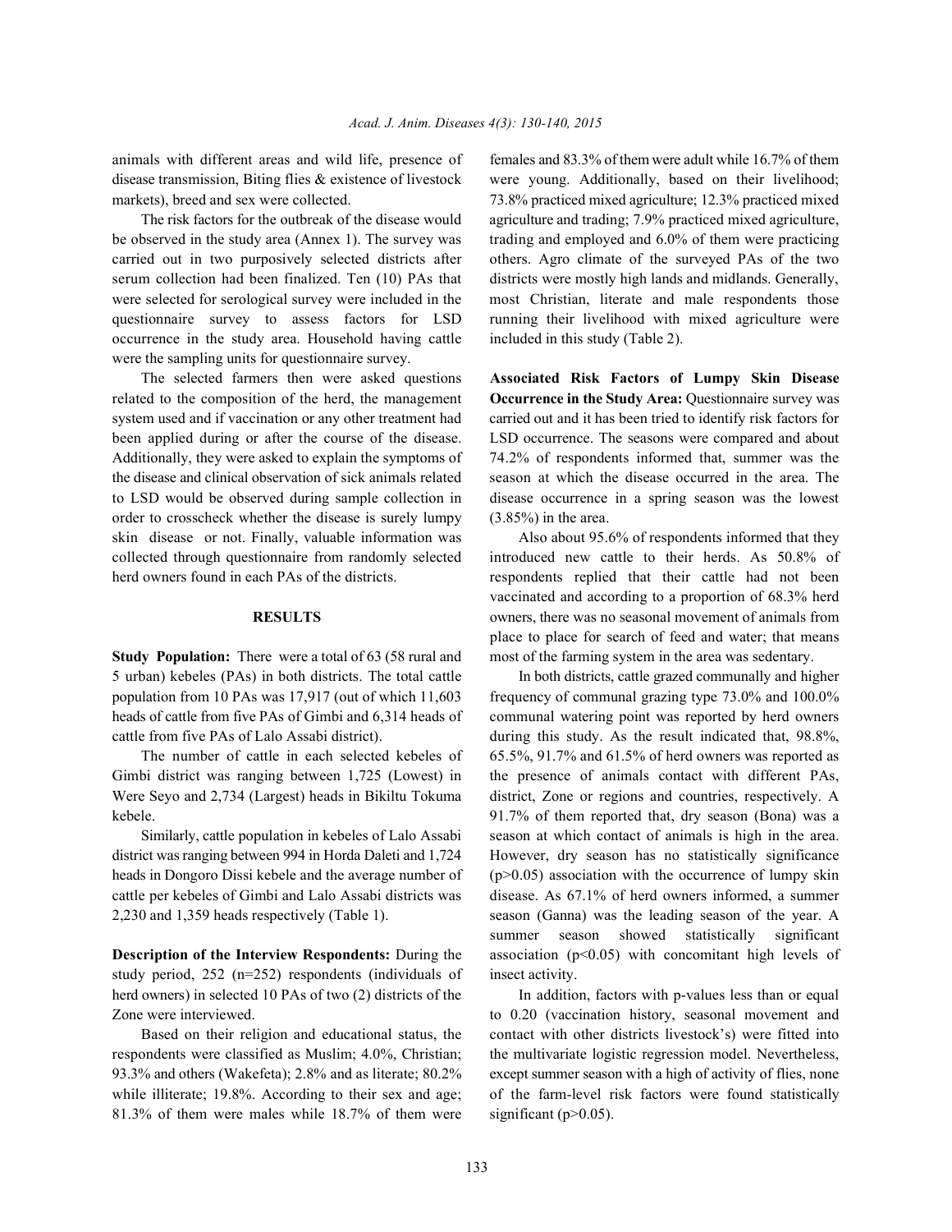animals with different areas and wild life, presence of disease transmission, Biting flies & existence of livestock markets), breed and sex were collected.

The risk factors for the outbreak of the disease would be observed in the study area (Annex 1). The survey was carried out in two purposively selected districts after serum collection had been finalized. Ten (10) PAs that were selected for serological survey were included in the questionnaire survey to assess factors for LSD occurrence in the study area. Household having cattle were the sampling units for questionnaire survey.

The selected farmers then were asked questions related to the composition of the herd, the management system used and if vaccination or any other treatment had been applied during or after the course of the disease. Additionally, they were asked to explain the symptoms of the disease and clinical observation of sick animals related to LSD would be observed during sample collection in order to crosscheck whether the disease is surely lumpy skin disease or not. Finally, valuable information was collected through questionnaire from randomly selected herd owners found in each PAs of the districts.

## RESULTS

**Study Population:** There were a total of 63 (58 rural and 5 urban) kebeles (PAs) in both districts. The total cattle population from 10 PAs was 17,917 (out of which 11,603 heads of cattle from five PAs of Gimbi and 6,314 heads of cattle from five PAs of Lalo Assabi district).

The number of cattle in each selected kebeles of Gimbi district was ranging between 1,725 (Lowest) in Were Seyo and 2,734 (Largest) heads in Bikiltu Tokuma kebele.

Similarly, cattle population in kebeles of Lalo Assabi district was ranging between 994 in Horda Daleti and 1,724 heads in Dongoro Dissi kebele and the average number of cattle per kebeles of Gimbi and Lalo Assabi districts was 2,230 and 1,359 heads respectively (Table 1).

**Description of the Interview Respondents:** During the study period, 252 (n=252) respondents (individuals of herd owners) in selected 10 PAs of two (2) districts of the Zone were interviewed.

Based on their religion and educational status, the respondents were classified as Muslim; 4.0%, Christian; 93.3% and others (Wakefeta); 2.8% and as literate; 80.2% while illiterate; 19.8%. According to their sex and age; 81.3% of them were males while 18.7% of them were females and 83.3% of them were adult while 16.7% of them were young. Additionally, based on their livelihood; 73.8% practiced mixed agriculture; 12.3% practiced mixed agriculture and trading; 7.9% practiced mixed agriculture, trading and employed and 6.0% of them were practicing others. Agro climate of the surveyed PAs of the two districts were mostly high lands and midlands. Generally, most Christian, literate and male respondents those running their livelihood with mixed agriculture were included in this study (Table 2).

**Associated Risk Factors of Lumpy Skin Disease Occurrence in the Study Area:** Questionnaire survey was carried out and it has been tried to identify risk factors for LSD occurrence. The seasons were compared and about 74.2% of respondents informed that, summer was the season at which the disease occurred in the area. The disease occurrence in a spring season was the lowest (3.85%) in the area.

Also about 95.6% of respondents informed that they introduced new cattle to their herds. As 50.8% of respondents replied that their cattle had not been vaccinated and according to a proportion of 68.3% herd owners, there was no seasonal movement of animals from place to place for search of feed and water; that means most of the farming system in the area was sedentary.

In both districts, cattle grazed communally and higher frequency of communal grazing type 73.0% and 100.0% communal watering point was reported by herd owners during this study. As the result indicated that, 98.8%, 65.5%, 91.7% and 61.5% of herd owners was reported as the presence of animals contact with different PAs, district, Zone or regions and countries, respectively. A 91.7% of them reported that, dry season (Bona) was a season at which contact of animals is high in the area. However, dry season has no statistically significance ($p>0.05$) association with the occurrence of lumpy skin disease. As 67.1% of herd owners informed, a summer season (Ganna) was the leading season of the year. A summer season showed statistically significant association ($p<0.05$) with concomitant high levels of insect activity.

In addition, factors with p-values less than or equal to 0.20 (vaccination history, seasonal movement and contact with other districts livestock's) were fitted into the multivariate logistic regression model. Nevertheless, except summer season with a high of activity of flies, none of the farm-level risk factors were found statistically significant ($p>0.05$).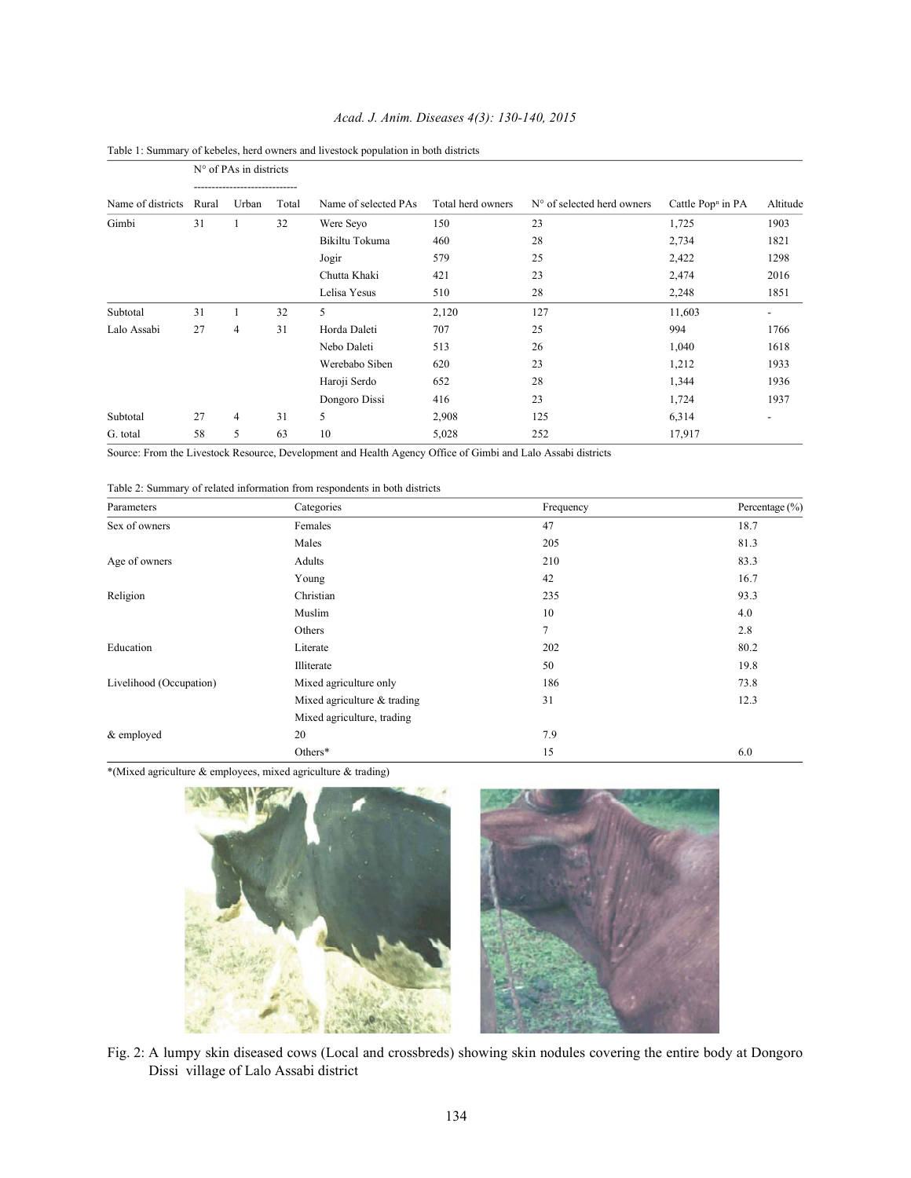Table 1: Summary of kebeles, herd owners and livestock population in both districts

| Name of districts | N° of PAs in districts | | | Name of selected PAs | Total herd owners | N° of selected herd owners | Cattle Pop$^{n}$ in PA | Altitude |
|---|---|---|---|---|---|---|---|---|
| | Rural | Urban | Total | | | | | |
| Gimbi | 31 | 1 | 32 | Were Seyo | 150 | 23 | 1,725 | 1903 |
| | | | | Bikiltu Tokuma | 460 | 28 | 2,734 | 1821 |
| | | | | Jogir | 579 | 25 | 2,422 | 1298 |
| | | | | Chutta Khaki | 421 | 23 | 2,474 | 2016 |
| | | | | Lelisa Yesus | 510 | 28 | 2,248 | 1851 |
| Subtotal | 31 | 1 | 32 | 5 | 2,120 | 127 | 11,603 | - |
| Lalo Assabi | 27 | 4 | 31 | Horda Daleti | 707 | 25 | 994 | 1766 |
| | | | | Nebo Daleti | 513 | 26 | 1,040 | 1618 |
| | | | | Werebabo Siben | 620 | 23 | 1,212 | 1933 |
| | | | | Haroji Serdo | 652 | 28 | 1,344 | 1936 |
| | | | | Dongoro Dissi | 416 | 23 | 1,724 | 1937 |
| Subtotal | 27 | 4 | 31 | 5 | 2,908 | 125 | 6,314 | - |
| G. total | 58 | 5 | 63 | 10 | 5,028 | 252 | 17,917 | |

Source: From the Livestock Resource, Development and Health Agency Office of Gimbi and Lalo Assabi districts

Table 2: Summary of related information from respondents in both districts

| Parameters | Categories | Frequency | Percentage (%) |
|---|---|---|---|
| Sex of owners | Females | 47 | 18.7 |
| | Males | 205 | 81.3 |
| Age of owners | Adults | 210 | 83.3 |
| | Young | 42 | 16.7 |
| Religion | Christian | 235 | 93.3 |
| | Muslim | 10 | 4.0 |
| | Others | 7 | 2.8 |
| Education | Literate | 202 | 80.2 |
| | Illiterate | 50 | 19.8 |
| Livelihood (Occupation) | Mixed agriculture only | 186 | 73.8 |
| | Mixed agriculture & trading | 31 | 12.3 |
| | Mixed agriculture, trading | | |
| & employed | 20 | 7.9 | |
| | Others* | 15 | 6.0 |

*(Mixed agriculture & employees, mixed agriculture & trading)

Fig. 2: A lumpy skin diseased cows (Local and crossbreds) showing skin nodules covering the entire body at Dongoro Dissi village of Lalo Assabi district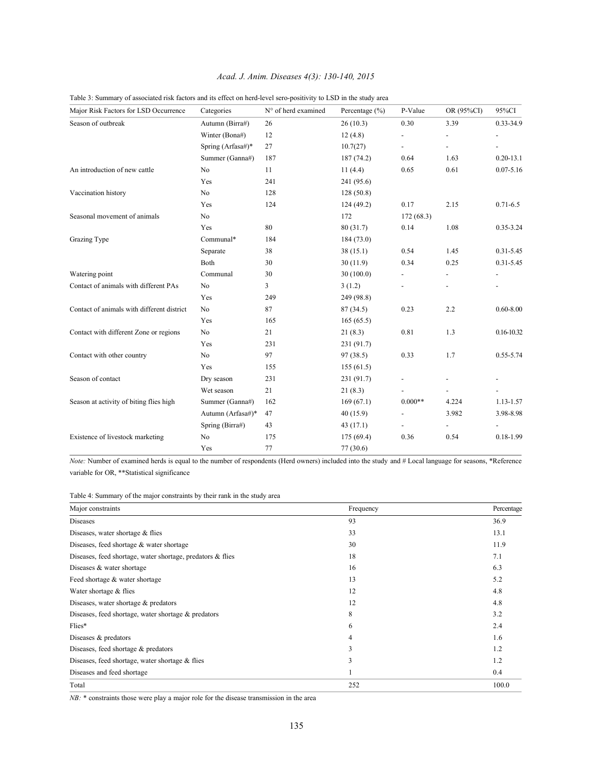Table 3: Summary of associated risk factors and its effect on herd-level sero-positivity to LSD in the study area

| Major Risk Factors for LSD Occurrence | Categories | N° of herd examined | Percentage (%) | P-Value | OR (95%CI) | 95%CI |
|---|---|---|---|---|---|---|
| Season of outbreak | Autumn (Birra#) | 26 | 26 (10.3) | 0.30 | 3.39 | 0.33-34.9 |
| | Winter (Bona#) | 12 | 12 (4.8) | - | - | - |
| | Spring (Arfasa#)* | 27 | 10.7(27) | - | - | - |
| | Summer (Ganna#) | 187 | 187 (74.2) | 0.64 | 1.63 | 0.20-13.1 |
| An introduction of new cattle | No | 11 | 11 (4.4) | 0.65 | 0.61 | 0.07-5.16 |
| | Yes | 241 | 241 (95.6) | | | |
| Vaccination history | No | 128 | 128 (50.8) | | | |
| | Yes | 124 | 124 (49.2) | 0.17 | 2.15 | 0.71-6.5 |
| Seasonal movement of animals | No | | 172 | 172 (68.3) | | |
| | Yes | 80 | 80 (31.7) | 0.14 | 1.08 | 0.35-3.24 |
| Grazing Type | Communal* | 184 | 184 (73.0) | | | |
| | Separate | 38 | 38 (15.1) | 0.54 | 1.45 | 0.31-5.45 |
| | Both | 30 | 30 (11.9) | 0.34 | 0.25 | 0.31-5.45 |
| Watering point | Communal | 30 | 30 (100.0) | - | - | - |
| Contact of animals with different PAs | No | 3 | 3 (1.2) | - | - | - |
| | Yes | 249 | 249 (98.8) | | | |
| Contact of animals with different district | No | 87 | 87 (34.5) | 0.23 | 2.2 | 0.60-8.00 |
| | Yes | 165 | 165 (65.5) | | | |
| Contact with different Zone or regions | No | 21 | 21 (8.3) | 0.81 | 1.3 | 0.16-10.32 |
| | Yes | 231 | 231 (91.7) | | | |
| Contact with other country | No | 97 | 97 (38.5) | 0.33 | 1.7 | 0.55-5.74 |
| | Yes | 155 | 155 (61.5) | | | |
| Season of contact | Dry season | 231 | 231 (91.7) | - | - | - |
| | Wet season | 21 | 21 (8.3) | - | - | - |
| Season at activity of biting flies high | Summer (Ganna#) | 162 | 169 (67.1) | 0.000** | 4.224 | 1.13-1.57 |
| | Autumn (Arfasa#)* | 47 | 40 (15.9) | - | 3.982 | 3.98-8.98 |
| | Spring (Birra#) | 43 | 43 (17.1) | - | - | - |
| Existence of livestock marketing | No | 175 | 175 (69.4) | 0.36 | 0.54 | 0.18-1.99 |
| | Yes | 77 | 77 (30.6) | | | |

*Note:* Number of examined herds is equal to the number of respondents (Herd owners) included into the study and # Local language for seasons, *Reference variable for OR, **Statistical significance

Table 4: Summary of the major constraints by their rank in the study area

| Major constraints | Frequency | Percentage |
|---|---|---|
| Diseases | 93 | 36.9 |
| Diseases, water shortage & flies | 33 | 13.1 |
| Diseases, feed shortage & water shortage | 30 | 11.9 |
| Diseases, feed shortage, water shortage, predators & flies | 18 | 7.1 |
| Diseases & water shortage | 16 | 6.3 |
| Feed shortage & water shortage | 13 | 5.2 |
| Water shortage & flies | 12 | 4.8 |
| Diseases, water shortage & predators | 12 | 4.8 |
| Diseases, feed shortage, water shortage & predators | 8 | 3.2 |
| Flies* | 6 | 2.4 |
| Diseases & predators | 4 | 1.6 |
| Diseases, feed shortage & predators | 3 | 1.2 |
| Diseases, feed shortage, water shortage & flies | 3 | 1.2 |
| Diseases and feed shortage | 1 | 0.4 |
| Total | 252 | 100.0 |

*NB:* * constraints those were play a major role for the disease transmission in the area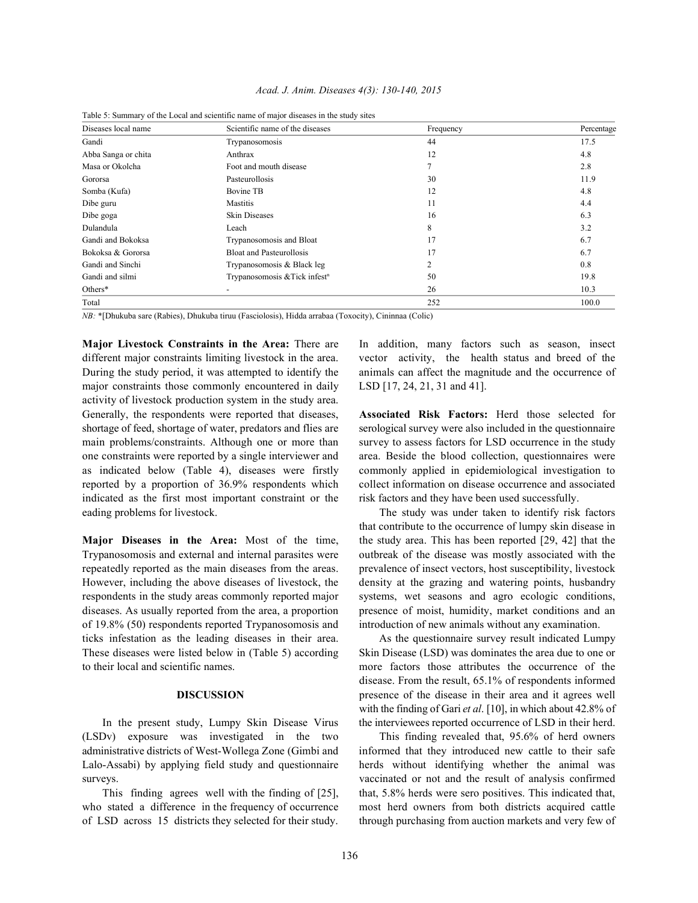Table 5: Summary of the Local and scientific name of major diseases in the study sites

| Diseases local name | Scientific name of the diseases | Frequency | Percentage |
|---|---|---|---|
| Gandi | Trypanosomosis | 44 | 17.5 |
| Abba Sanga or chita | Anthrax | 12 | 4.8 |
| Masa or Okolcha | Foot and mouth disease | 7 | 2.8 |
| Gororsa | Pasteurollosis | 30 | 11.9 |
| Somba (Kufa) | Bovine TB | 12 | 4.8 |
| Dibe guru | Mastitis | 11 | 4.4 |
| Dibe goga | Skin Diseases | 16 | 6.3 |
| Dulandula | Leach | 8 | 3.2 |
| Gandi and Bokoksa | Trypanosomosis and Bloat | 17 | 6.7 |
| Bokoksa & Gororsa | Bloat and Pasteurollosis | 17 | 6.7 |
| Gandi and Sinchi | Trypanosomosis & Black leg | 2 | 0.8 |
| Gandi and silmi | Trypanosomosis &Tick infest[n] | 50 | 19.8 |
| Others* | - | 26 | 10.3 |
| Total | | 252 | 100.0 |

*NB:* *[Dhukuba sare (Rabies), Dhukuba tiruu (Fasciolosis), Hidda arrabaa (Toxocity), Cininnaa (Colic)

**Major Livestock Constraints in the Area:** There are different major constraints limiting livestock in the area. During the study period, it was attempted to identify the major constraints those commonly encountered in daily activity of livestock production system in the study area. Generally, the respondents were reported that diseases, shortage of feed, shortage of water, predators and flies are main problems/constraints. Although one or more than one constraints were reported by a single interviewer and as indicated below (Table 4), diseases were firstly reported by a proportion of 36.9% respondents which indicated as the first most important constraint or the eading problems for livestock.

**Major Diseases in the Area:** Most of the time, Trypanosomosis and external and internal parasites were repeatedly reported as the main diseases from the areas. However, including the above diseases of livestock, the respondents in the study areas commonly reported major diseases. As usually reported from the area, a proportion of 19.8% (50) respondents reported Trypanosomosis and ticks infestation as the leading diseases in their area. These diseases were listed below in (Table 5) according to their local and scientific names.

## DISCUSSION

In the present study, Lumpy Skin Disease Virus (LSDv) exposure was investigated in the two administrative districts of West-Wollega Zone (Gimbi and Lalo-Assabi) by applying field study and questionnaire surveys.

This finding agrees well with the finding of [25], who stated a difference in the frequency of occurrence of LSD across 15 districts they selected for their study. In addition, many factors such as season, insect vector activity, the health status and breed of the animals can affect the magnitude and the occurrence of LSD [17, 24, 21, 31 and 41].

**Associated Risk Factors:** Herd those selected for serological survey were also included in the questionnaire survey to assess factors for LSD occurrence in the study area. Beside the blood collection, questionnaires were commonly applied in epidemiological investigation to collect information on disease occurrence and associated risk factors and they have been used successfully.

The study was under taken to identify risk factors that contribute to the occurrence of lumpy skin disease in the study area. This has been reported [29, 42] that the outbreak of the disease was mostly associated with the prevalence of insect vectors, host susceptibility, livestock density at the grazing and watering points, husbandry systems, wet seasons and agro ecologic conditions, presence of moist, humidity, market conditions and an introduction of new animals without any examination.

As the questionnaire survey result indicated Lumpy Skin Disease (LSD) was dominates the area due to one or more factors those attributes the occurrence of the disease. From the result, 65.1% of respondents informed presence of the disease in their area and it agrees well with the finding of Gari *et al*. [10], in which about 42.8% of the interviewees reported occurrence of LSD in their herd.

This finding revealed that, 95.6% of herd owners informed that they introduced new cattle to their safe herds without identifying whether the animal was vaccinated or not and the result of analysis confirmed that, 5.8% herds were sero positives. This indicated that, most herd owners from both districts acquired cattle through purchasing from auction markets and very few of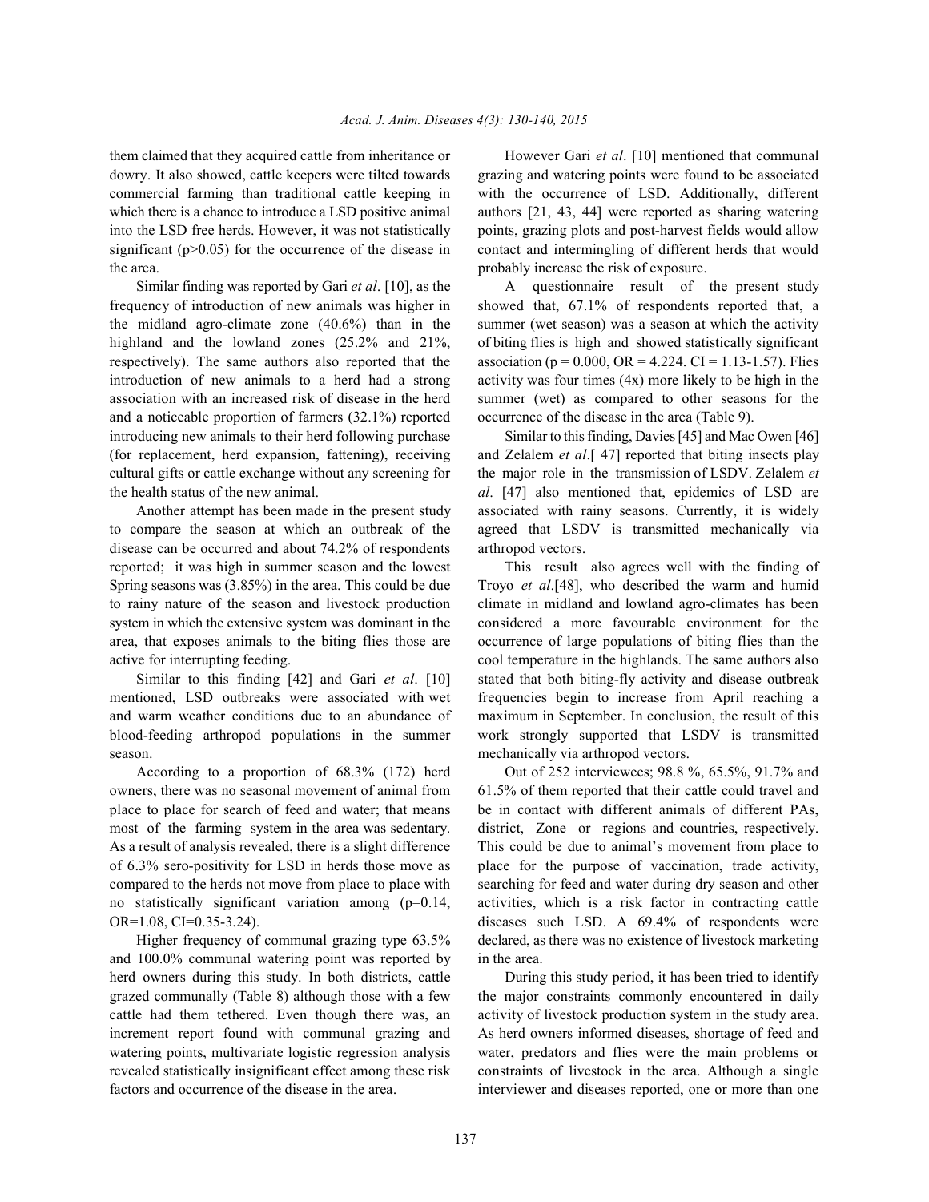them claimed that they acquired cattle from inheritance or dowry. It also showed, cattle keepers were tilted towards commercial farming than traditional cattle keeping in which there is a chance to introduce a LSD positive animal into the LSD free herds. However, it was not statistically significant ($p>0.05$) for the occurrence of the disease in the area.

Similar finding was reported by Gari *et al*. [10], as the frequency of introduction of new animals was higher in the midland agro-climate zone (40.6%) than in the highland and the lowland zones (25.2% and 21%, respectively). The same authors also reported that the introduction of new animals to a herd had a strong association with an increased risk of disease in the herd and a noticeable proportion of farmers (32.1%) reported introducing new animals to their herd following purchase (for replacement, herd expansion, fattening), receiving cultural gifts or cattle exchange without any screening for the health status of the new animal.

Another attempt has been made in the present study to compare the season at which an outbreak of the disease can be occurred and about 74.2% of respondents reported; it was high in summer season and the lowest Spring seasons was (3.85%) in the area. This could be due to rainy nature of the season and livestock production system in which the extensive system was dominant in the area, that exposes animals to the biting flies those are active for interrupting feeding.

Similar to this finding [42] and Gari *et al*. [10] mentioned, LSD outbreaks were associated with wet and warm weather conditions due to an abundance of blood-feeding arthropod populations in the summer season.

According to a proportion of 68.3% (172) herd owners, there was no seasonal movement of animal from place to place for search of feed and water; that means most of the farming system in the area was sedentary. As a result of analysis revealed, there is a slight difference of 6.3% sero-positivity for LSD in herds those move as compared to the herds not move from place to place with no statistically significant variation among ($p=0.14$, OR=1.08, CI=0.35-3.24).

Higher frequency of communal grazing type 63.5% and 100.0% communal watering point was reported by herd owners during this study. In both districts, cattle grazed communally (Table 8) although those with a few cattle had them tethered. Even though there was, an increment report found with communal grazing and watering points, multivariate logistic regression analysis revealed statistically insignificant effect among these risk factors and occurrence of the disease in the area.

However Gari *et al*. [10] mentioned that communal grazing and watering points were found to be associated with the occurrence of LSD. Additionally, different authors [21, 43, 44] were reported as sharing watering points, grazing plots and post-harvest fields would allow contact and intermingling of different herds that would probably increase the risk of exposure.

A questionnaire result of the present study showed that, 67.1% of respondents reported that, a summer (wet season) was a season at which the activity of biting flies is high and showed statistically significant association ($p = 0.000$, OR = 4.224. CI = 1.13-1.57). Flies activity was four times (4x) more likely to be high in the summer (wet) as compared to other seasons for the occurrence of the disease in the area (Table 9).

Similar to this finding, Davies [45] and Mac Owen [46] and Zelalem *et al*.[ 47] reported that biting insects play the major role in the transmission of LSDV. Zelalem *et al*. [47] also mentioned that, epidemics of LSD are associated with rainy seasons. Currently, it is widely agreed that LSDV is transmitted mechanically via arthropod vectors.

This result also agrees well with the finding of Troyo *et al*.[48], who described the warm and humid climate in midland and lowland agro-climates has been considered a more favourable environment for the occurrence of large populations of biting flies than the cool temperature in the highlands. The same authors also stated that both biting-fly activity and disease outbreak frequencies begin to increase from April reaching a maximum in September. In conclusion, the result of this work strongly supported that LSDV is transmitted mechanically via arthropod vectors.

Out of 252 interviewees; 98.8 %, 65.5%, 91.7% and 61.5% of them reported that their cattle could travel and be in contact with different animals of different PAs, district, Zone or regions and countries, respectively. This could be due to animal's movement from place to place for the purpose of vaccination, trade activity, searching for feed and water during dry season and other activities, which is a risk factor in contracting cattle diseases such LSD. A 69.4% of respondents were declared, as there was no existence of livestock marketing in the area.

During this study period, it has been tried to identify the major constraints commonly encountered in daily activity of livestock production system in the study area. As herd owners informed diseases, shortage of feed and water, predators and flies were the main problems or constraints of livestock in the area. Although a single interviewer and diseases reported, one or more than one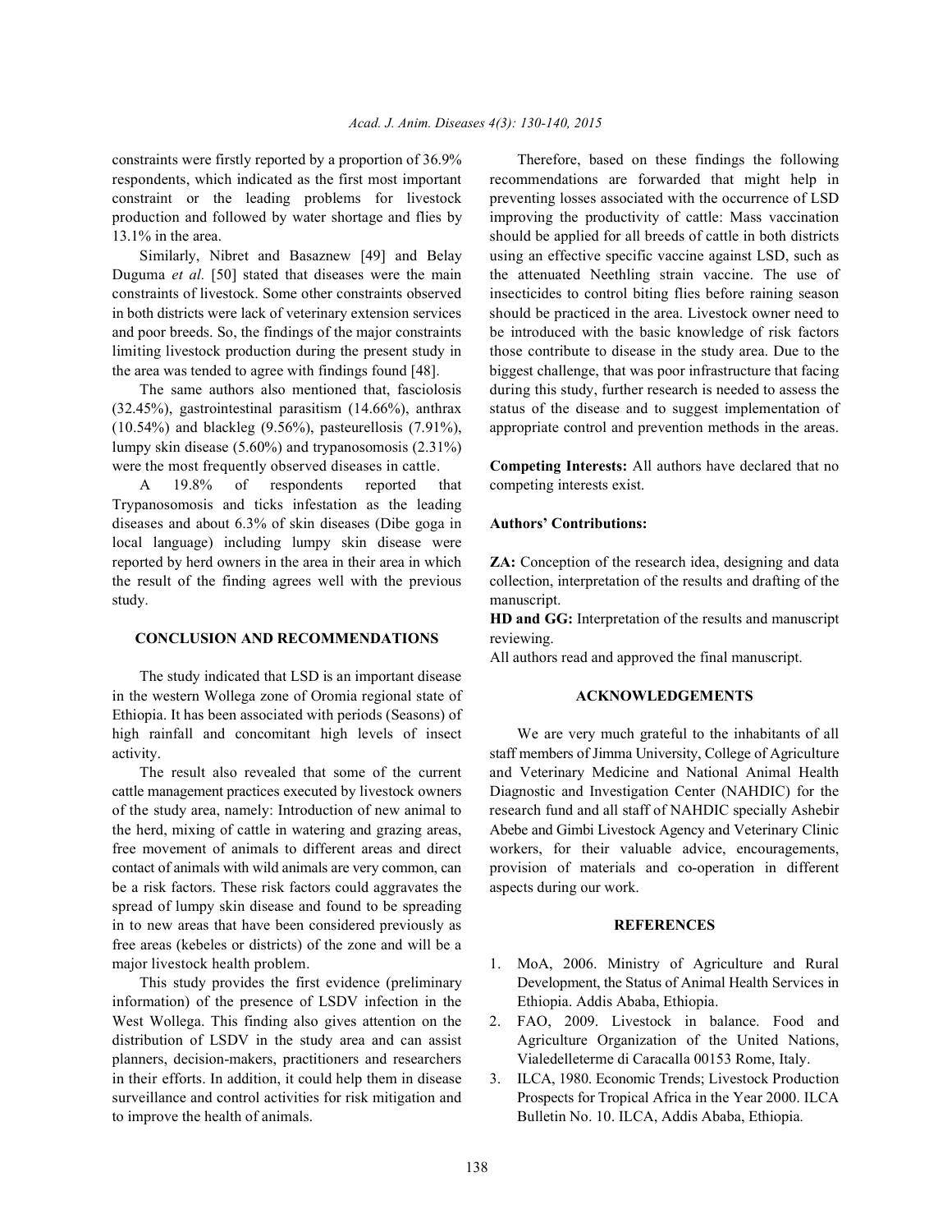constraints were firstly reported by a proportion of 36.9% respondents, which indicated as the first most important constraint or the leading problems for livestock production and followed by water shortage and flies by 13.1% in the area.

Similarly, Nibret and Basaznew [49] and Belay Duguma *et al.* [50] stated that diseases were the main constraints of livestock. Some other constraints observed in both districts were lack of veterinary extension services and poor breeds. So, the findings of the major constraints limiting livestock production during the present study in the area was tended to agree with findings found [48].

The same authors also mentioned that, fasciolosis (32.45%), gastrointestinal parasitism (14.66%), anthrax (10.54%) and blackleg (9.56%), pasteurellosis (7.91%), lumpy skin disease (5.60%) and trypanosomosis (2.31%) were the most frequently observed diseases in cattle.

A 19.8% of respondents reported that Trypanosomosis and ticks infestation as the leading diseases and about 6.3% of skin diseases (Dibe goga in local language) including lumpy skin disease were reported by herd owners in the area in their area in which the result of the finding agrees well with the previous study.

## CONCLUSION AND RECOMMENDATIONS

The study indicated that LSD is an important disease in the western Wollega zone of Oromia regional state of Ethiopia. It has been associated with periods (Seasons) of high rainfall and concomitant high levels of insect activity.

The result also revealed that some of the current cattle management practices executed by livestock owners of the study area, namely: Introduction of new animal to the herd, mixing of cattle in watering and grazing areas, free movement of animals to different areas and direct contact of animals with wild animals are very common, can be a risk factors. These risk factors could aggravates the spread of lumpy skin disease and found to be spreading in to new areas that have been considered previously as free areas (kebeles or districts) of the zone and will be a major livestock health problem.

This study provides the first evidence (preliminary information) of the presence of LSDV infection in the West Wollega. This finding also gives attention on the distribution of LSDV in the study area and can assist planners, decision-makers, practitioners and researchers in their efforts. In addition, it could help them in disease surveillance and control activities for risk mitigation and to improve the health of animals.

Therefore, based on these findings the following recommendations are forwarded that might help in preventing losses associated with the occurrence of LSD improving the productivity of cattle: Mass vaccination should be applied for all breeds of cattle in both districts using an effective specific vaccine against LSD, such as the attenuated Neethling strain vaccine. The use of insecticides to control biting flies before raining season should be practiced in the area. Livestock owner need to be introduced with the basic knowledge of risk factors those contribute to disease in the study area. Due to the biggest challenge, that was poor infrastructure that facing during this study, further research is needed to assess the status of the disease and to suggest implementation of appropriate control and prevention methods in the areas.

**Competing Interests:** All authors have declared that no competing interests exist.

**Authors' Contributions:**

**ZA:** Conception of the research idea, designing and data collection, interpretation of the results and drafting of the manuscript.

**HD and GG:** Interpretation of the results and manuscript reviewing.

All authors read and approved the final manuscript.

## ACKNOWLEDGEMENTS

We are very much grateful to the inhabitants of all staff members of Jimma University, College of Agriculture and Veterinary Medicine and National Animal Health Diagnostic and Investigation Center (NAHDIC) for the research fund and all staff of NAHDIC specially Ashebir Abebe and Gimbi Livestock Agency and Veterinary Clinic workers, for their valuable advice, encouragements, provision of materials and co-operation in different aspects during our work.

## REFERENCES

1. MoA, 2006. Ministry of Agriculture and Rural Development, the Status of Animal Health Services in Ethiopia. Addis Ababa, Ethiopia.
2. FAO, 2009. Livestock in balance. Food and Agriculture Organization of the United Nations, Vialedelleterme di Caracalla 00153 Rome, Italy.
3. ILCA, 1980. Economic Trends; Livestock Production Prospects for Tropical Africa in the Year 2000. ILCA Bulletin No. 10. ILCA, Addis Ababa, Ethiopia.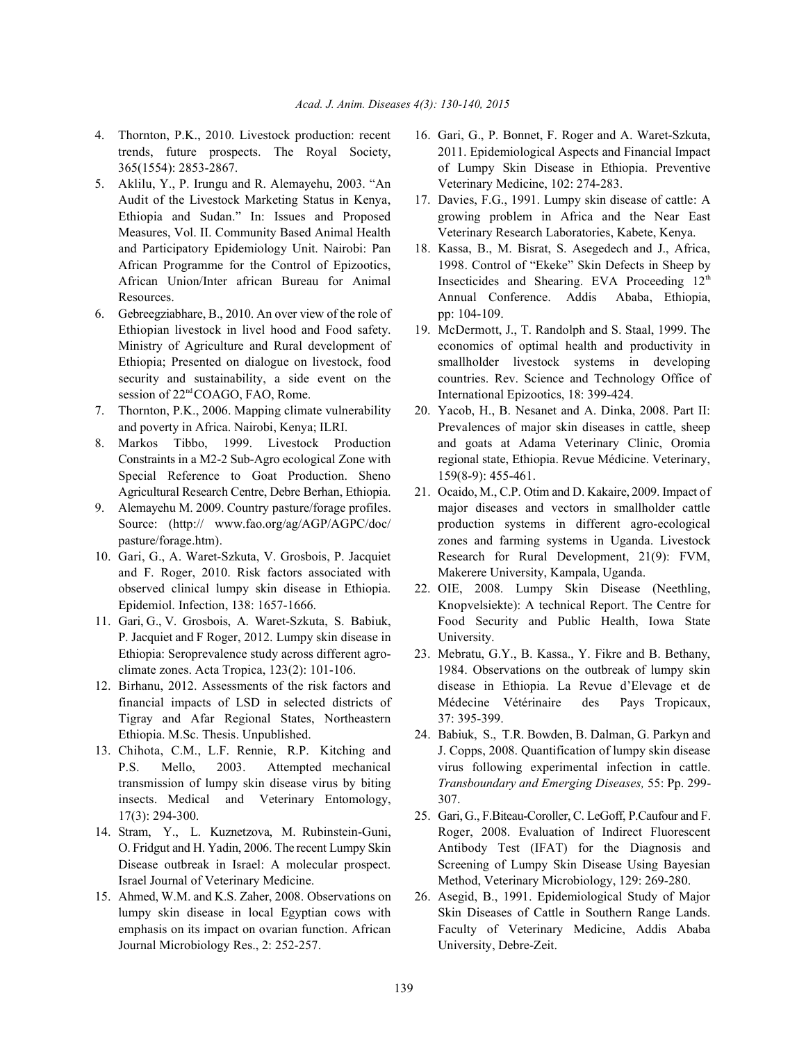4. Thornton, P.K., 2010. Livestock production: recent trends, future prospects. The Royal Society, 365(1554): 2853-2867.
5. Aklilu, Y., P. Irungu and R. Alemayehu, 2003. "An Audit of the Livestock Marketing Status in Kenya, Ethiopia and Sudan." In: Issues and Proposed Measures, Vol. II. Community Based Animal Health and Participatory Epidemiology Unit. Nairobi: Pan African Programme for the Control of Epizootics, African Union/Inter african Bureau for Animal Resources.
6. Gebreegziabhare, B., 2010. An over view of the role of Ethiopian livestock in livel hood and Food safety. Ministry of Agriculture and Rural development of Ethiopia; Presented on dialogue on livestock, food security and sustainability, a side event on the session of 22nd COAGO, FAO, Rome.
7. Thornton, P.K., 2006. Mapping climate vulnerability and poverty in Africa. Nairobi, Kenya; ILRI.
8. Markos Tibbo, 1999. Livestock Production Constraints in a M2-2 Sub-Agro ecological Zone with Special Reference to Goat Production. Sheno Agricultural Research Centre, Debre Berhan, Ethiopia.
9. Alemayehu M. 2009. Country pasture/forage profiles. Source: (http:// www.fao.org/ag/AGP/AGPC/doc/ pasture/forage.htm).
10. Gari, G., A. Waret-Szkuta, V. Grosbois, P. Jacquiet and F. Roger, 2010. Risk factors associated with observed clinical lumpy skin disease in Ethiopia. Epidemiol. Infection, 138: 1657-1666.
11. Gari, G., V. Grosbois, A. Waret-Szkuta, S. Babiuk, P. Jacquiet and F Roger, 2012. Lumpy skin disease in Ethiopia: Seroprevalence study across different agro-climate zones. Acta Tropica, 123(2): 101-106.
12. Birhanu, 2012. Assessments of the risk factors and financial impacts of LSD in selected districts of Tigray and Afar Regional States, Northeastern Ethiopia. M.Sc. Thesis. Unpublished.
13. Chihota, C.M., L.F. Rennie, R.P. Kitching and P.S. Mello, 2003. Attempted mechanical transmission of lumpy skin disease virus by biting insects. Medical and Veterinary Entomology, 17(3): 294-300.
14. Stram, Y., L. Kuznetzova, M. Rubinstein-Guni, O. Fridgut and H. Yadin, 2006. The recent Lumpy Skin Disease outbreak in Israel: A molecular prospect. Israel Journal of Veterinary Medicine.
15. Ahmed, W.M. and K.S. Zaher, 2008. Observations on lumpy skin disease in local Egyptian cows with emphasis on its impact on ovarian function. African Journal Microbiology Res., 2: 252-257.
16. Gari, G., P. Bonnet, F. Roger and A. Waret-Szkuta, 2011. Epidemiological Aspects and Financial Impact of Lumpy Skin Disease in Ethiopia. Preventive Veterinary Medicine, 102: 274-283.
17. Davies, F.G., 1991. Lumpy skin disease of cattle: A growing problem in Africa and the Near East Veterinary Research Laboratories, Kabete, Kenya.
18. Kassa, B., M. Bisrat, S. Asegedech and J., Africa, 1998. Control of "Ekeke" Skin Defects in Sheep by Insecticides and Shearing. EVA Proceeding 12th Annual Conference. Addis Ababa, Ethiopia, pp: 104-109.
19. McDermott, J., T. Randolph and S. Staal, 1999. The economics of optimal health and productivity in smallholder livestock systems in developing countries. Rev. Science and Technology Office of International Epizootics, 18: 399-424.
20. Yacob, H., B. Nesanet and A. Dinka, 2008. Part II: Prevalences of major skin diseases in cattle, sheep and goats at Adama Veterinary Clinic, Oromia regional state, Ethiopia. Revue Médicine. Veterinary, 159(8-9): 455-461.
21. Ocaido, M., C.P. Otim and D. Kakaire, 2009. Impact of major diseases and vectors in smallholder cattle production systems in different agro-ecological zones and farming systems in Uganda. Livestock Research for Rural Development, 21(9): FVM, Makerere University, Kampala, Uganda.
22. OIE, 2008. Lumpy Skin Disease (Neethling, Knopvelsiekte): A technical Report. The Centre for Food Security and Public Health, Iowa State University.
23. Mebratu, G.Y., B. Kassa., Y. Fikre and B. Bethany, 1984. Observations on the outbreak of lumpy skin disease in Ethiopia. La Revue d'Elevage et de Médecine Vétérinaire des Pays Tropicaux, 37: 395-399.
24. Babiuk, S., T.R. Bowden, B. Dalman, G. Parkyn and J. Copps, 2008. Quantification of lumpy skin disease virus following experimental infection in cattle. *Transboundary and Emerging Diseases,* 55: Pp. 299-307.
25. Gari, G., F.Biteau-Coroller, C. LeGoff, P.Caufour and F. Roger, 2008. Evaluation of Indirect Fluorescent Antibody Test (IFAT) for the Diagnosis and Screening of Lumpy Skin Disease Using Bayesian Method, Veterinary Microbiology, 129: 269-280.
26. Asegid, B., 1991. Epidemiological Study of Major Skin Diseases of Cattle in Southern Range Lands. Faculty of Veterinary Medicine, Addis Ababa University, Debre-Zeit.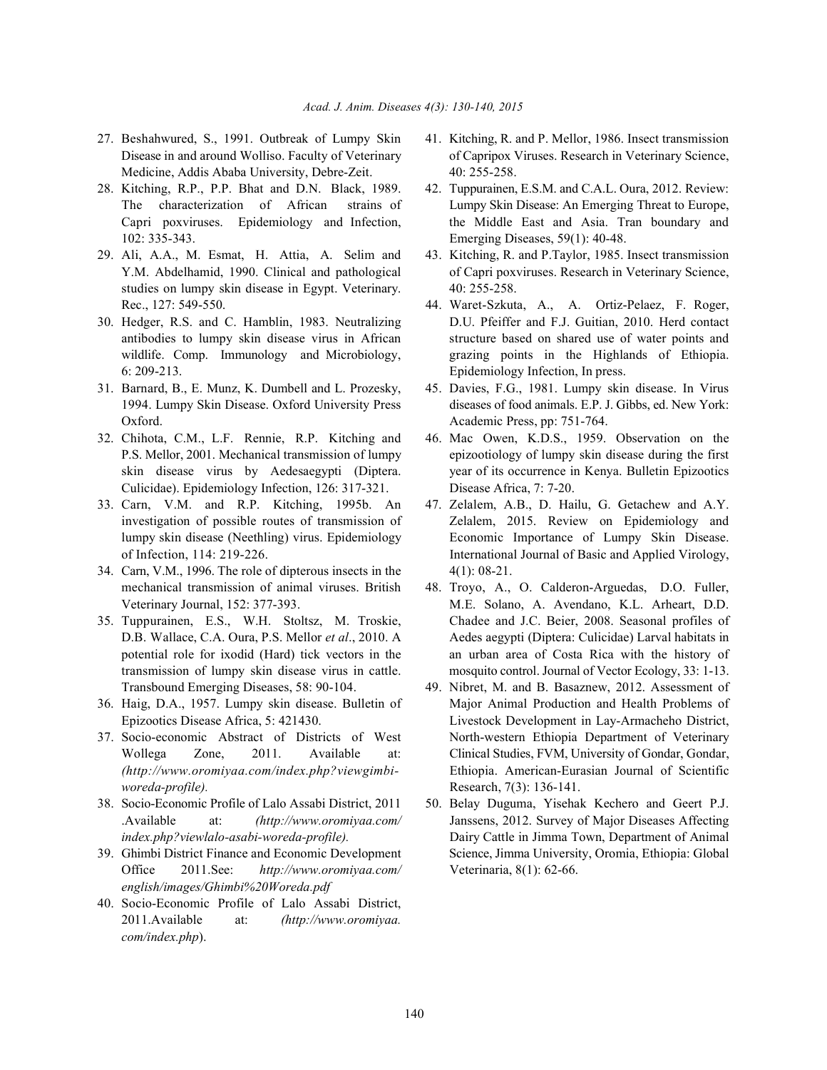27. Beshahwured, S., 1991. Outbreak of Lumpy Skin Disease in and around Wolliso. Faculty of Veterinary Medicine, Addis Ababa University, Debre-Zeit.
28. Kitching, R.P., P.P. Bhat and D.N. Black, 1989. The characterization of African strains of Capri poxviruses. Epidemiology and Infection, 102: 335-343.
29. Ali, A.A., M. Esmat, H. Attia, A. Selim and Y.M. Abdelhamid, 1990. Clinical and pathological studies on lumpy skin disease in Egypt. Veterinary. Rec., 127: 549-550.
30. Hedger, R.S. and C. Hamblin, 1983. Neutralizing antibodies to lumpy skin disease virus in African wildlife. Comp. Immunology and Microbiology, 6: 209-213.
31. Barnard, B., E. Munz, K. Dumbell and L. Prozesky, 1994. Lumpy Skin Disease. Oxford University Press Oxford.
32. Chihota, C.M., L.F. Rennie, R.P. Kitching and P.S. Mellor, 2001. Mechanical transmission of lumpy skin disease virus by Aedesaegypti (Diptera. Culicidae). Epidemiology Infection, 126: 317-321.
33. Carn, V.M. and R.P. Kitching, 1995b. An investigation of possible routes of transmission of lumpy skin disease (Neethling) virus. Epidemiology of Infection, 114: 219-226.
34. Carn, V.M., 1996. The role of dipterous insects in the mechanical transmission of animal viruses. British Veterinary Journal, 152: 377-393.
35. Tuppurainen, E.S., W.H. Stoltsz, M. Troskie, D.B. Wallace, C.A. Oura, P.S. Mellor *et al*., 2010. A potential role for ixodid (Hard) tick vectors in the transmission of lumpy skin disease virus in cattle. Transbound Emerging Diseases, 58: 90-104.
36. Haig, D.A., 1957. Lumpy skin disease. Bulletin of Epizootics Disease Africa, 5: 421430.
37. Socio-economic Abstract of Districts of West Wollega Zone, 2011. Available at: *(http://www.oromiyaa.com/index.php?viewgimbi-woreda-profile).*
38. Socio-Economic Profile of Lalo Assabi District, 2011 .Available at: *(http://www.oromiyaa.com/index.php?viewlalo-asabi-woreda-profile).*
39. Ghimbi District Finance and Economic Development Office 2011.See: *http://www.oromiyaa.com/english/images/Ghimbi%20Woreda.pdf*
40. Socio-Economic Profile of Lalo Assabi District, 2011.Available at: *(http://www.oromiyaa.com/index.php*).
41. Kitching, R. and P. Mellor, 1986. Insect transmission of Capripox Viruses. Research in Veterinary Science, 40: 255-258.
42. Tuppurainen, E.S.M. and C.A.L. Oura, 2012. Review: Lumpy Skin Disease: An Emerging Threat to Europe, the Middle East and Asia. Tran boundary and Emerging Diseases, 59(1): 40-48.
43. Kitching, R. and P.Taylor, 1985. Insect transmission of Capri poxviruses. Research in Veterinary Science, 40: 255-258.
44. Waret-Szkuta, A., A. Ortiz-Pelaez, F. Roger, D.U. Pfeiffer and F.J. Guitian, 2010. Herd contact structure based on shared use of water points and grazing points in the Highlands of Ethiopia. Epidemiology Infection, In press.
45. Davies, F.G., 1981. Lumpy skin disease. In Virus diseases of food animals. E.P. J. Gibbs, ed. New York: Academic Press, pp: 751-764.
46. Mac Owen, K.D.S., 1959. Observation on the epizootiology of lumpy skin disease during the first year of its occurrence in Kenya. Bulletin Epizootics Disease Africa, 7: 7-20.
47. Zelalem, A.B., D. Hailu, G. Getachew and A.Y. Zelalem, 2015. Review on Epidemiology and Economic Importance of Lumpy Skin Disease. International Journal of Basic and Applied Virology, 4(1): 08-21.
48. Troyo, A., O. Calderon-Arguedas, D.O. Fuller, M.E. Solano, A. Avendano, K.L. Arheart, D.D. Chadee and J.C. Beier, 2008. Seasonal profiles of Aedes aegypti (Diptera: Culicidae) Larval habitats in an urban area of Costa Rica with the history of mosquito control. Journal of Vector Ecology, 33: 1-13.
49. Nibret, M. and B. Basaznew, 2012. Assessment of Major Animal Production and Health Problems of Livestock Development in Lay-Armacheho District, North-western Ethiopia Department of Veterinary Clinical Studies, FVM, University of Gondar, Gondar, Ethiopia. American-Eurasian Journal of Scientific Research, 7(3): 136-141.
50. Belay Duguma, Yisehak Kechero and Geert P.J. Janssens, 2012. Survey of Major Diseases Affecting Dairy Cattle in Jimma Town, Department of Animal Science, Jimma University, Oromia, Ethiopia: Global Veterinaria, 8(1): 62-66.